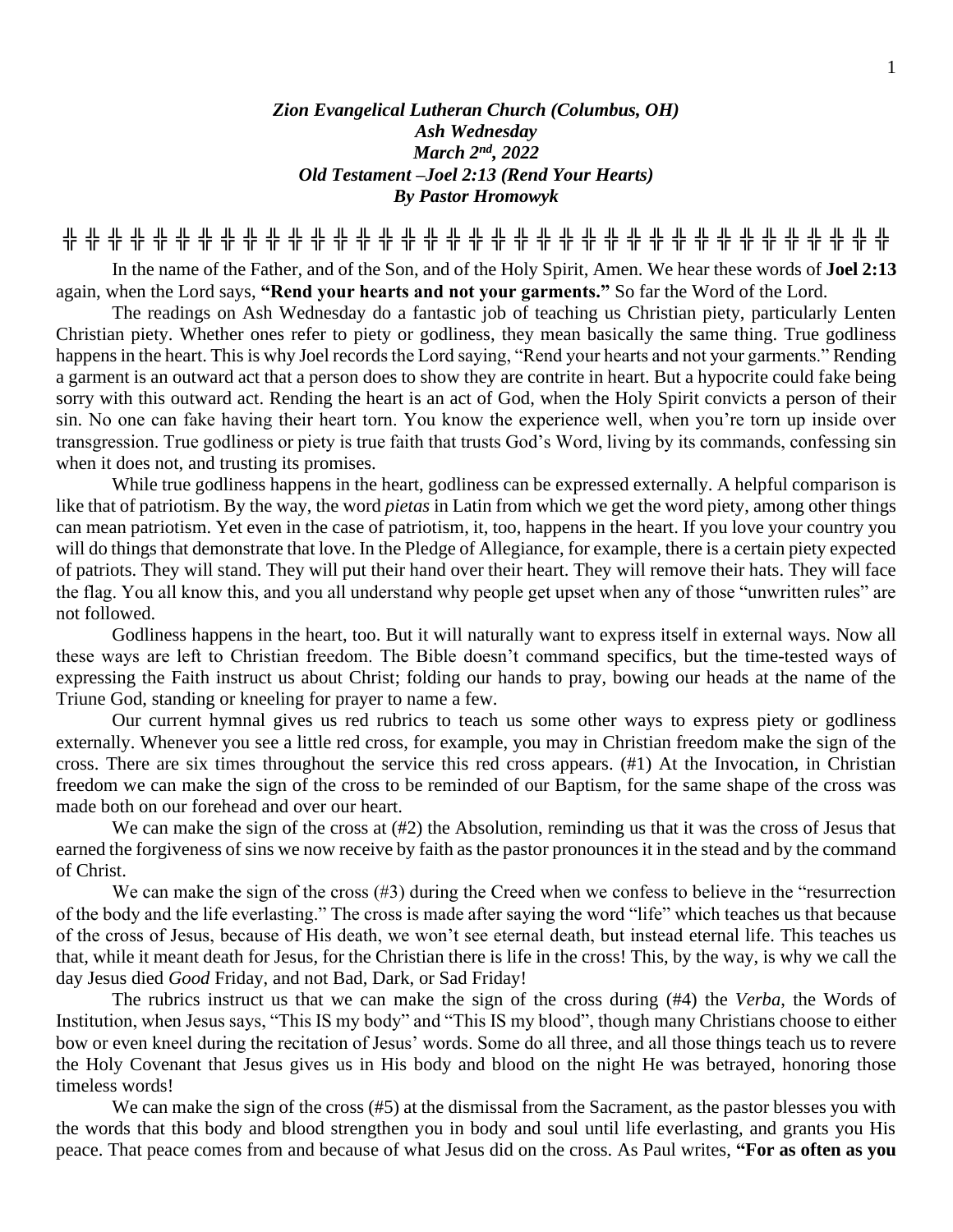***Zion Evangelical Lutheran Church (Columbus, OH)***
***Ash Wednesday***
***March 2nd, 2022***
***Old Testament –Joel 2:13 (Rend Your Hearts)***
***By Pastor Hromowyk***

╬ ╬ ╬ ╬ ╬ ╬ ╬ ╬ ╬ ╬ ╬ ╬ ╬ ╬ ╬ ╬ ╬ ╬ ╬ ╬ ╬ ╬ ╬ ╬ ╬ ╬ ╬ ╬ ╬ ╬ ╬ ╬ ╬ ╬ ╬ ╬ ╬ ╬ ╬

In the name of the Father, and of the Son, and of the Holy Spirit, Amen. We hear these words of **Joel 2:13** again, when the Lord says, **"Rend your hearts and not your garments."** So far the Word of the Lord.

The readings on Ash Wednesday do a fantastic job of teaching us Christian piety, particularly Lenten Christian piety. Whether ones refer to piety or godliness, they mean basically the same thing. True godliness happens in the heart. This is why Joel records the Lord saying, "Rend your hearts and not your garments." Rending a garment is an outward act that a person does to show they are contrite in heart. But a hypocrite could fake being sorry with this outward act. Rending the heart is an act of God, when the Holy Spirit convicts a person of their sin. No one can fake having their heart torn. You know the experience well, when you're torn up inside over transgression. True godliness or piety is true faith that trusts God's Word, living by its commands, confessing sin when it does not, and trusting its promises.

While true godliness happens in the heart, godliness can be expressed externally. A helpful comparison is like that of patriotism. By the way, the word *pietas* in Latin from which we get the word piety, among other things can mean patriotism. Yet even in the case of patriotism, it, too, happens in the heart. If you love your country you will do things that demonstrate that love. In the Pledge of Allegiance, for example, there is a certain piety expected of patriots. They will stand. They will put their hand over their heart. They will remove their hats. They will face the flag. You all know this, and you all understand why people get upset when any of those "unwritten rules" are not followed.

Godliness happens in the heart, too. But it will naturally want to express itself in external ways. Now all these ways are left to Christian freedom. The Bible doesn't command specifics, but the time-tested ways of expressing the Faith instruct us about Christ; folding our hands to pray, bowing our heads at the name of the Triune God, standing or kneeling for prayer to name a few.

Our current hymnal gives us red rubrics to teach us some other ways to express piety or godliness externally. Whenever you see a little red cross, for example, you may in Christian freedom make the sign of the cross. There are six times throughout the service this red cross appears. (#1) At the Invocation, in Christian freedom we can make the sign of the cross to be reminded of our Baptism, for the same shape of the cross was made both on our forehead and over our heart.

We can make the sign of the cross at (#2) the Absolution, reminding us that it was the cross of Jesus that earned the forgiveness of sins we now receive by faith as the pastor pronounces it in the stead and by the command of Christ.

We can make the sign of the cross (#3) during the Creed when we confess to believe in the "resurrection of the body and the life everlasting." The cross is made after saying the word "life" which teaches us that because of the cross of Jesus, because of His death, we won't see eternal death, but instead eternal life. This teaches us that, while it meant death for Jesus, for the Christian there is life in the cross! This, by the way, is why we call the day Jesus died *Good* Friday, and not Bad, Dark, or Sad Friday!

The rubrics instruct us that we can make the sign of the cross during (#4) the *Verba*, the Words of Institution, when Jesus says, "This IS my body" and "This IS my blood", though many Christians choose to either bow or even kneel during the recitation of Jesus' words. Some do all three, and all those things teach us to revere the Holy Covenant that Jesus gives us in His body and blood on the night He was betrayed, honoring those timeless words!

We can make the sign of the cross (#5) at the dismissal from the Sacrament, as the pastor blesses you with the words that this body and blood strengthen you in body and soul until life everlasting, and grants you His peace. That peace comes from and because of what Jesus did on the cross. As Paul writes, **"For as often as you**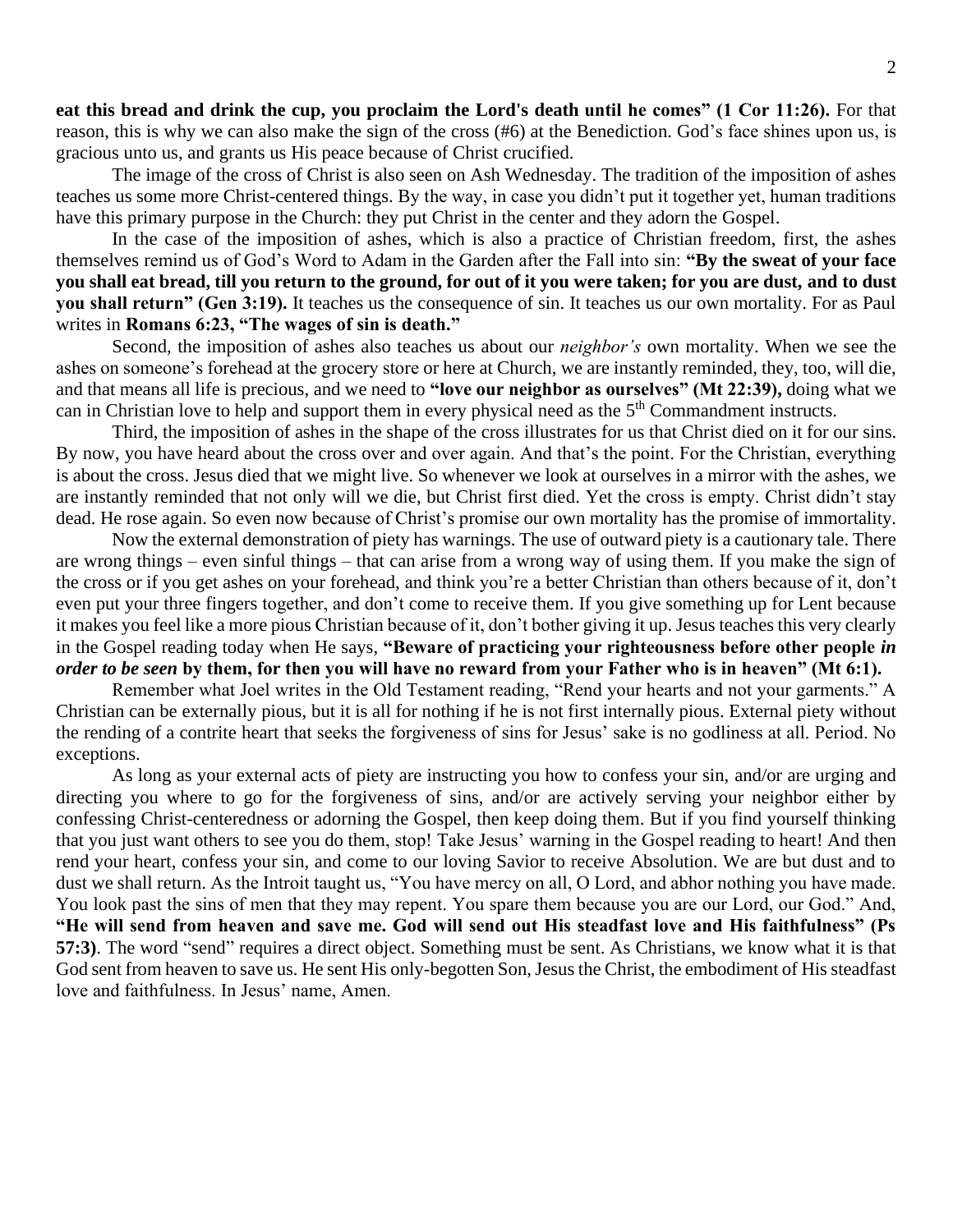**eat this bread and drink the cup, you proclaim the Lord's death until he comes" (1 Cor 11:26).** For that reason, this is why we can also make the sign of the cross (#6) at the Benediction. God's face shines upon us, is gracious unto us, and grants us His peace because of Christ crucified.

The image of the cross of Christ is also seen on Ash Wednesday. The tradition of the imposition of ashes teaches us some more Christ-centered things. By the way, in case you didn't put it together yet, human traditions have this primary purpose in the Church: they put Christ in the center and they adorn the Gospel.

In the case of the imposition of ashes, which is also a practice of Christian freedom, first, the ashes themselves remind us of God's Word to Adam in the Garden after the Fall into sin: **"By the sweat of your face you shall eat bread, till you return to the ground, for out of it you were taken; for you are dust, and to dust you shall return" (Gen 3:19).** It teaches us the consequence of sin. It teaches us our own mortality. For as Paul writes in **Romans 6:23, "The wages of sin is death."**

Second, the imposition of ashes also teaches us about our *neighbor's* own mortality. When we see the ashes on someone's forehead at the grocery store or here at Church, we are instantly reminded, they, too, will die, and that means all life is precious, and we need to **"love our neighbor as ourselves" (Mt 22:39),** doing what we can in Christian love to help and support them in every physical need as the 5th Commandment instructs.

Third, the imposition of ashes in the shape of the cross illustrates for us that Christ died on it for our sins. By now, you have heard about the cross over and over again. And that's the point. For the Christian, everything is about the cross. Jesus died that we might live. So whenever we look at ourselves in a mirror with the ashes, we are instantly reminded that not only will we die, but Christ first died. Yet the cross is empty. Christ didn't stay dead. He rose again. So even now because of Christ's promise our own mortality has the promise of immortality.

Now the external demonstration of piety has warnings. The use of outward piety is a cautionary tale. There are wrong things – even sinful things – that can arise from a wrong way of using them. If you make the sign of the cross or if you get ashes on your forehead, and think you're a better Christian than others because of it, don't even put your three fingers together, and don't come to receive them. If you give something up for Lent because it makes you feel like a more pious Christian because of it, don't bother giving it up. Jesus teaches this very clearly in the Gospel reading today when He says, **"Beware of practicing your righteousness before other people *in order to be seen* by them, for then you will have no reward from your Father who is in heaven" (Mt 6:1).**

Remember what Joel writes in the Old Testament reading, "Rend your hearts and not your garments." A Christian can be externally pious, but it is all for nothing if he is not first internally pious. External piety without the rending of a contrite heart that seeks the forgiveness of sins for Jesus' sake is no godliness at all. Period. No exceptions.

As long as your external acts of piety are instructing you how to confess your sin, and/or are urging and directing you where to go for the forgiveness of sins, and/or are actively serving your neighbor either by confessing Christ-centeredness or adorning the Gospel, then keep doing them. But if you find yourself thinking that you just want others to see you do them, stop! Take Jesus' warning in the Gospel reading to heart! And then rend your heart, confess your sin, and come to our loving Savior to receive Absolution. We are but dust and to dust we shall return. As the Introit taught us, "You have mercy on all, O Lord, and abhor nothing you have made. You look past the sins of men that they may repent. You spare them because you are our Lord, our God." And, **"He will send from heaven and save me. God will send out His steadfast love and His faithfulness" (Ps 57:3)**. The word "send" requires a direct object. Something must be sent. As Christians, we know what it is that God sent from heaven to save us. He sent His only-begotten Son, Jesus the Christ, the embodiment of His steadfast love and faithfulness. In Jesus' name, Amen.